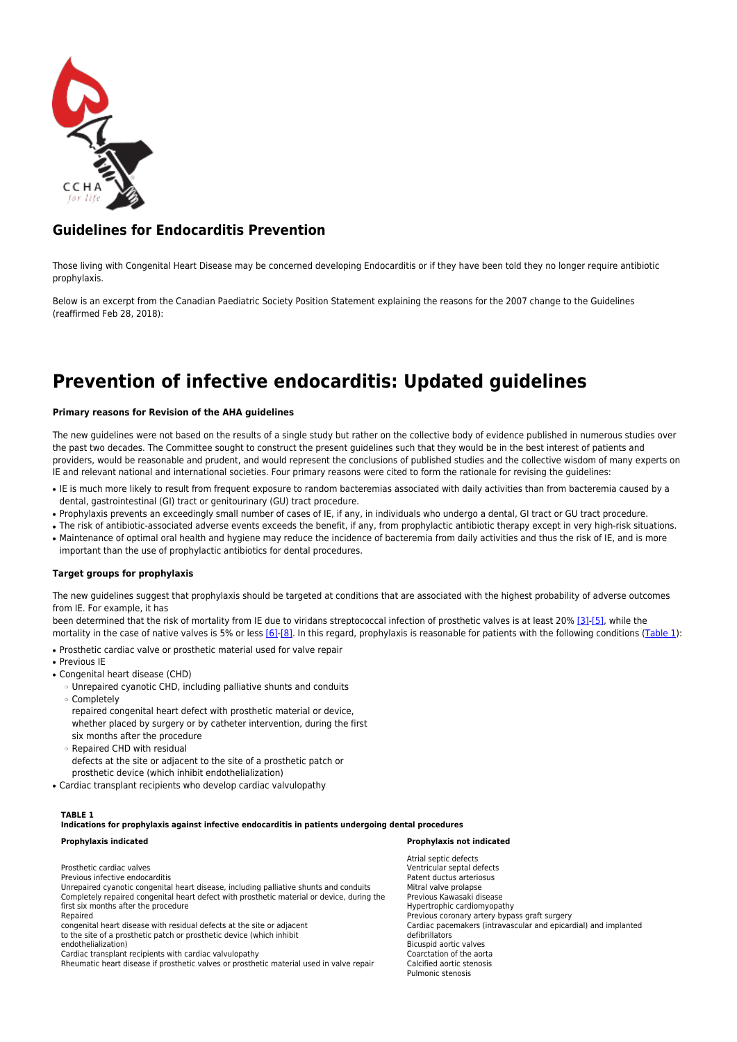## Guidelines for Endocarditis Prevention

Those living with Congenital Heart Disease may be concerned developing Endocarditis or if they have been told they no longer require antibiotic prophylaxis.

Below is an excerpt from the Canadian Paediatric Society Position Statement explaining the reasons for the 2007 change to the Guidelines (reaffirmed Feb 28, 2018):

# Prevention of infective endocarditis: Updated guidelines

**Primary reasons for Revision of the AHA guidelines**

The new guidelines were not based on the results of a single study but rather on the collective body of evidence published in numerous studies over the past two decades. The Committee sought to construct the present guidelines such that they would be in the best interest of patients and providers, would be reasonable and prudent, and would represent the conclusions of published studies and the collective wisdom of many experts on IE and relevant national and international societies. Four primary reasons were cited to form the rationale for revising the guidelines:

- IE is much more likely to result from frequent exposure to random bacteremias associated with daily activities than from bacteremia caused by a dental, gastrointestinal (GI) tract or genitourinary (GU) tract procedure.
- Prophylaxis prevents an exceedingly small number of cases of IE, if any, in individuals who undergo a dental, GI tract or GU tract procedure.
- The risk of antibiotic-associated adverse events exceeds the benefit, if any, from prophylactic antibiotic therapy except in very high-risk situations.
- Maintenance of optimal oral health and hygiene may reduce the incidence of bacteremia from daily activities and thus the risk of IE, and is more important than the use of prophylactic antibiotics for dental procedures.

**Target groups for prophylaxis**

The new guidelines suggest that prophylaxis should be targeted at conditions that are associated with the highest probability of adverse outcomes from IE. For example, it has been determined that the risk of mortality from IE due to viridans streptococcal infection of prosthetic valves is at least 20% [3]-[5], while the mortality in the case of native valves is 5% or less [6]-[8]. In this regard, prophylaxis is reasonable for patients with the following conditions (Table 1):

- Prosthetic cardiac valve or prosthetic material used for valve repair
- Previous IE
- Congenital heart disease (CHD)
  - Unrepaired cyanotic CHD, including palliative shunts and conduits
  - Completely repaired congenital heart defect with prosthetic material or device, whether placed by surgery or by catheter intervention, during the first six months after the procedure
  - Repaired CHD with residual defects at the site or adjacent to the site of a prosthetic patch or prosthetic device (which inhibit endothelialization)
- Cardiac transplant recipients who develop cardiac valvulopathy

**TABLE 1**
**Indications for prophylaxis against infective endocarditis in patients undergoing dental procedures**

| Prophylaxis indicated | Prophylaxis not indicated |
|---|---|
| Prosthetic cardiac valves | Atrial septic defects |
| Previous infective endocarditis | Ventricular septal defects |
| Unrepaired cyanotic congenital heart disease, including palliative shunts and conduits | Patent ductus arteriosus |
| Completely repaired congenital heart defect with prosthetic material or device, during the first six months after the procedure | Mitral valve prolapse |
| Repaired congenital heart disease with residual defects at the site or adjacent to the site of a prosthetic patch or prosthetic device (which inhibit endothelialization) | Previous Kawasaki disease |
| Cardiac transplant recipients with cardiac valvulopathy | Hypertrophic cardiomyopathy |
| Rheumatic heart disease if prosthetic valves or prosthetic material used in valve repair | Previous coronary artery bypass graft surgery |
| | Cardiac pacemakers (intravascular and epicardial) and implanted defibrillators |
| | Bicuspid aortic valves |
| | Coarctation of the aorta |
| | Calcified aortic stenosis |
| | Pulmonic stenosis |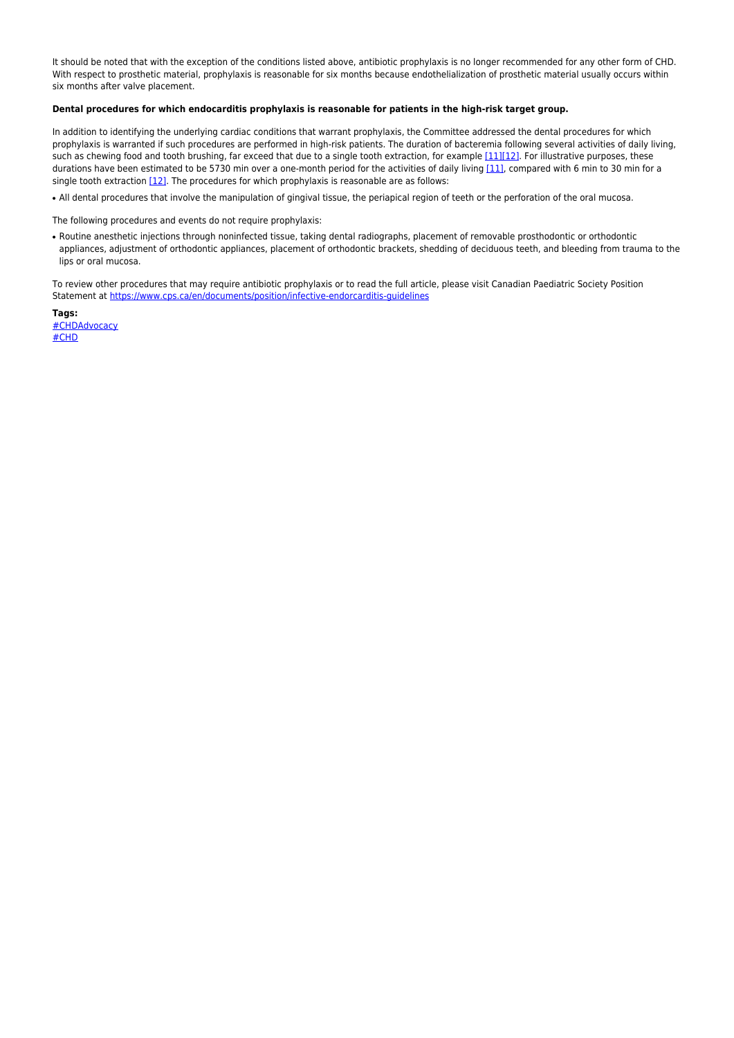It should be noted that with the exception of the conditions listed above, antibiotic prophylaxis is no longer recommended for any other form of CHD. With respect to prosthetic material, prophylaxis is reasonable for six months because endothelialization of prosthetic material usually occurs within six months after valve placement.

**Dental procedures for which endocarditis prophylaxis is reasonable for patients in the high-risk target group.**

In addition to identifying the underlying cardiac conditions that warrant prophylaxis, the Committee addressed the dental procedures for which prophylaxis is warranted if such procedures are performed in high-risk patients. The duration of bacteremia following several activities of daily living, such as chewing food and tooth brushing, far exceed that due to a single tooth extraction, for example [11][12]. For illustrative purposes, these durations have been estimated to be 5730 min over a one-month period for the activities of daily living [11], compared with 6 min to 30 min for a single tooth extraction [12]. The procedures for which prophylaxis is reasonable are as follows:

- All dental procedures that involve the manipulation of gingival tissue, the periapical region of teeth or the perforation of the oral mucosa.

The following procedures and events do not require prophylaxis:

- Routine anesthetic injections through noninfected tissue, taking dental radiographs, placement of removable prosthodontic or orthodontic appliances, adjustment of orthodontic appliances, placement of orthodontic brackets, shedding of deciduous teeth, and bleeding from trauma to the lips or oral mucosa.

To review other procedures that may require antibiotic prophylaxis or to read the full article, please visit Canadian Paediatric Society Position Statement at https://www.cps.ca/en/documents/position/infective-endorcarditis-guidelines

**Tags:**
#CHDAdvocacy
#CHD